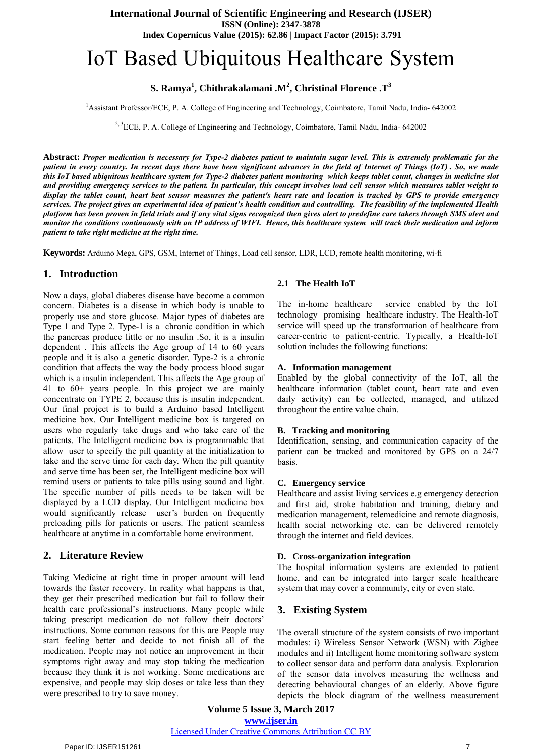# IoT Based Ubiquitous Healthcare System

**S. Ramya[1], Chithrakalamani .M[2], Christinal Florence .T[3]**

[1]Assistant Professor/ECE, P. A. College of Engineering and Technology, Coimbatore, Tamil Nadu, India- 642002

[2, 3]ECE, P. A. College of Engineering and Technology, Coimbatore, Tamil Nadu, India- 642002

**Abstract:** ***Proper medication is necessary for Type-2 diabetes patient to maintain sugar level. This is extremely problematic for the patient in every country. In recent days there have been significant advances in the field of Internet of Things (IoT) . So, we made this IoT based ubiquitous healthcare system for Type-2 diabetes patient monitoring which keeps tablet count, changes in medicine slot and providing emergency services to the patient. In particular, this concept involves load cell sensor which measures tablet weight to display the tablet count, heart beat sensor measures the patient's heart rate and location is tracked by GPS to provide emergency services. The project gives an experimental idea of patient's health condition and controlling. The feasibility of the implemented Health platform has been proven in field trials and if any vital signs recognized then gives alert to predefine care takers through SMS alert and monitor the conditions continuously with an IP address of WIFI. Hence, this healthcare system will track their medication and inform patient to take right medicine at the right time.***

**Keywords:** Arduino Mega, GPS, GSM, Internet of Things, Load cell sensor, LDR, LCD, remote health monitoring, wi-fi

## 1. Introduction

Now a days, global diabetes disease have become a common concern. Diabetes is a disease in which body is unable to properly use and store glucose. Major types of diabetes are Type 1 and Type 2. Type-1 is a chronic condition in which the pancreas produce little or no insulin .So, it is a insulin dependent . This affects the Age group of 14 to 60 years people and it is also a genetic disorder. Type-2 is a chronic condition that affects the way the body process blood sugar which is a insulin independent. This affects the Age group of 41 to 60+ years people. In this project we are mainly concentrate on TYPE 2, because this is insulin independent. Our final project is to build a Arduino based Intelligent medicine box. Our Intelligent medicine box is targeted on users who regularly take drugs and who take care of the patients. The Intelligent medicine box is programmable that allow user to specify the pill quantity at the initialization to take and the serve time for each day. When the pill quantity and serve time has been set, the Intelligent medicine box will remind users or patients to take pills using sound and light. The specific number of pills needs to be taken will be displayed by a LCD display. Our Intelligent medicine box would significantly release user's burden on frequently preloading pills for patients or users. The patient seamless healthcare at anytime in a comfortable home environment.

## 2. Literature Review

Taking Medicine at right time in proper amount will lead towards the faster recovery. In reality what happens is that, they get their prescribed medication but fail to follow their health care professional's instructions. Many people while taking prescript medication do not follow their doctors' instructions. Some common reasons for this are People may start feeling better and decide to not finish all of the medication. People may not notice an improvement in their symptoms right away and may stop taking the medication because they think it is not working. Some medications are expensive, and people may skip doses or take less than they were prescribed to try to save money.

### 2.1 The Health IoT

The in-home healthcare service enabled by the IoT technology promising healthcare industry. The Health-IoT service will speed up the transformation of healthcare from career-centric to patient-centric. Typically, a Health-IoT solution includes the following functions:

**A. Information management**
Enabled by the global connectivity of the IoT, all the healthcare information (tablet count, heart rate and even daily activity) can be collected, managed, and utilized throughout the entire value chain.

**B. Tracking and monitoring**
Identification, sensing, and communication capacity of the patient can be tracked and monitored by GPS on a 24/7 basis.

**C. Emergency service**
Healthcare and assist living services e.g emergency detection and first aid, stroke habitation and training, dietary and medication management, telemedicine and remote diagnosis, health social networking etc. can be delivered remotely through the internet and field devices.

**D. Cross-organization integration**
The hospital information systems are extended to patient home, and can be integrated into larger scale healthcare system that may cover a community, city or even state.

## 3. Existing System

The overall structure of the system consists of two important modules: i) Wireless Sensor Network (WSN) with Zigbee modules and ii) Intelligent home monitoring software system to collect sensor data and perform data analysis. Exploration of the sensor data involves measuring the wellness and detecting behavioural changes of an elderly. Above figure depicts the block diagram of the wellness measurement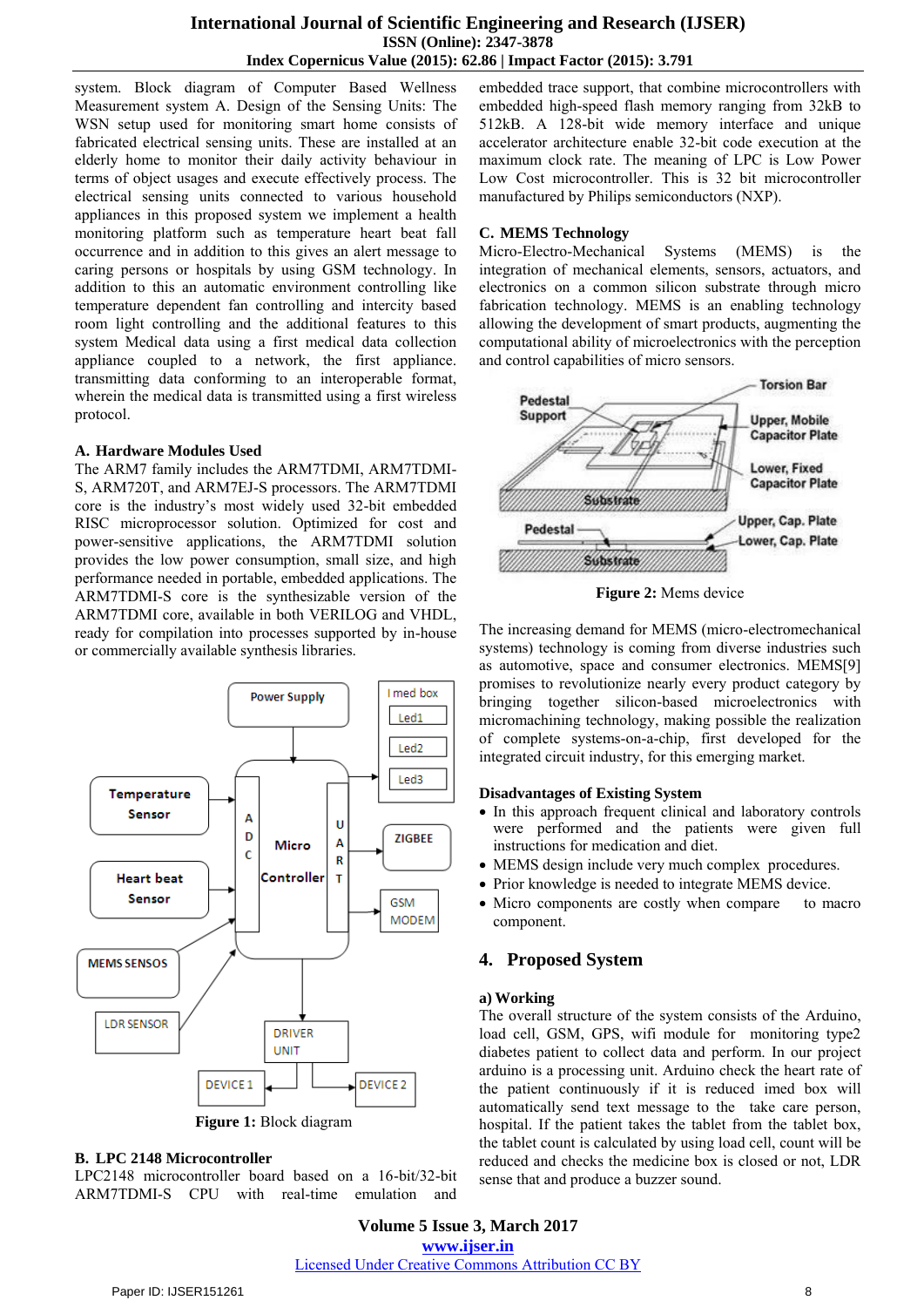system. Block diagram of Computer Based Wellness Measurement system A. Design of the Sensing Units: The WSN setup used for monitoring smart home consists of fabricated electrical sensing units. These are installed at an elderly home to monitor their daily activity behaviour in terms of object usages and execute effectively process. The electrical sensing units connected to various household appliances in this proposed system we implement a health monitoring platform such as temperature heart beat fall occurrence and in addition to this gives an alert message to caring persons or hospitals by using GSM technology. In addition to this an automatic environment controlling like temperature dependent fan controlling and intercity based room light controlling and the additional features to this system Medical data using a first medical data collection appliance coupled to a network, the first appliance. transmitting data conforming to an interoperable format, wherein the medical data is transmitted using a first wireless protocol.

### A. Hardware Modules Used

The ARM7 family includes the ARM7TDMI, ARM7TDMI-S, ARM720T, and ARM7EJ-S processors. The ARM7TDMI core is the industry's most widely used 32-bit embedded RISC microprocessor solution. Optimized for cost and power-sensitive applications, the ARM7TDMI solution provides the low power consumption, small size, and high performance needed in portable, embedded applications. The ARM7TDMI-S core is the synthesizable version of the ARM7TDMI core, available in both VERILOG and VHDL, ready for compilation into processes supported by in-house or commercially available synthesis libraries.

**Figure 1:** Block diagram

### B. LPC 2148 Microcontroller

LPC2148 microcontroller board based on a 16-bit/32-bit ARM7TDMI-S CPU with real-time emulation and embedded trace support, that combine microcontrollers with embedded high-speed flash memory ranging from 32kB to 512kB. A 128-bit wide memory interface and unique accelerator architecture enable 32-bit code execution at the maximum clock rate. The meaning of LPC is Low Power Low Cost microcontroller. This is 32 bit microcontroller manufactured by Philips semiconductors (NXP).

### C. MEMS Technology

Micro-Electro-Mechanical Systems (MEMS) is the integration of mechanical elements, sensors, actuators, and electronics on a common silicon substrate through micro fabrication technology. MEMS is an enabling technology allowing the development of smart products, augmenting the computational ability of microelectronics with the perception and control capabilities of micro sensors.

**Figure 2:** Mems device

The increasing demand for MEMS (micro-electromechanical systems) technology is coming from diverse industries such as automotive, space and consumer electronics. MEMS[9] promises to revolutionize nearly every product category by bringing together silicon-based microelectronics with micromachining technology, making possible the realization of complete systems-on-a-chip, first developed for the integrated circuit industry, for this emerging market.

### Disadvantages of Existing System

- In this approach frequent clinical and laboratory controls were performed and the patients were given full instructions for medication and diet.
- MEMS design include very much complex procedures.
- Prior knowledge is needed to integrate MEMS device.
- Micro components are costly when compare to macro component.

## 4. Proposed System

### a) Working

The overall structure of the system consists of the Arduino, load cell, GSM, GPS, wifi module for monitoring type2 diabetes patient to collect data and perform. In our project arduino is a processing unit. Arduino check the heart rate of the patient continuously if it is reduced imed box will automatically send text message to the take care person, hospital. If the patient takes the tablet from the tablet box, the tablet count is calculated by using load cell, count will be reduced and checks the medicine box is closed or not, LDR sense that and produce a buzzer sound.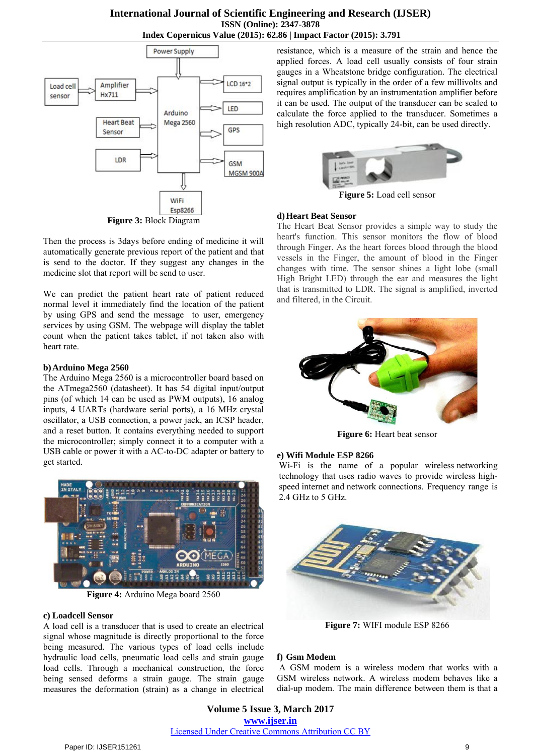Figure 3: Block Diagram

Then the process is 3days before ending of medicine it will automatically generate previous report of the patient and that is send to the doctor. If they suggest any changes in the medicine slot that report will be send to user.

We can predict the patient heart rate of patient reduced normal level it immediately find the location of the patient by using GPS and send the message to user, emergency services by using GSM. The webpage will display the tablet count when the patient takes tablet, if not taken also with heart rate.

### b) Arduino Mega 2560

The Arduino Mega 2560 is a microcontroller board based on the ATmega2560 (datasheet). It has 54 digital input/output pins (of which 14 can be used as PWM outputs), 16 analog inputs, 4 UARTs (hardware serial ports), a 16 MHz crystal oscillator, a USB connection, a power jack, an ICSP header, and a reset button. It contains everything needed to support the microcontroller; simply connect it to a computer with a USB cable or power it with a AC-to-DC adapter or battery to get started.

Figure 4: Arduino Mega board 2560

### c) Loadcell Sensor

A load cell is a transducer that is used to create an electrical signal whose magnitude is directly proportional to the force being measured. The various types of load cells include hydraulic load cells, pneumatic load cells and strain gauge load cells. Through a mechanical construction, the force being sensed deforms a strain gauge. The strain gauge measures the deformation (strain) as a change in electrical resistance, which is a measure of the strain and hence the applied forces. A load cell usually consists of four strain gauges in a Wheatstone bridge configuration. The electrical signal output is typically in the order of a few millivolts and requires amplification by an instrumentation amplifier before it can be used. The output of the transducer can be scaled to calculate the force applied to the transducer. Sometimes a high resolution ADC, typically 24-bit, can be used directly.

Figure 5: Load cell sensor

### d) Heart Beat Sensor

The Heart Beat Sensor provides a simple way to study the heart's function. This sensor monitors the flow of blood through Finger. As the heart forces blood through the blood vessels in the Finger, the amount of blood in the Finger changes with time. The sensor shines a light lobe (small High Bright LED) through the ear and measures the light that is transmitted to LDR. The signal is amplified, inverted and filtered, in the Circuit.

Figure 6: Heart beat sensor

### e) Wifi Module ESP 8266

Wi-Fi is the name of a popular wireless networking technology that uses radio waves to provide wireless high-speed internet and network connections. Frequency range is 2.4 GHz to 5 GHz.

Figure 7: WIFI module ESP 8266

### f) Gsm Modem

A GSM modem is a wireless modem that works with a GSM wireless network. A wireless modem behaves like a dial-up modem. The main difference between them is that a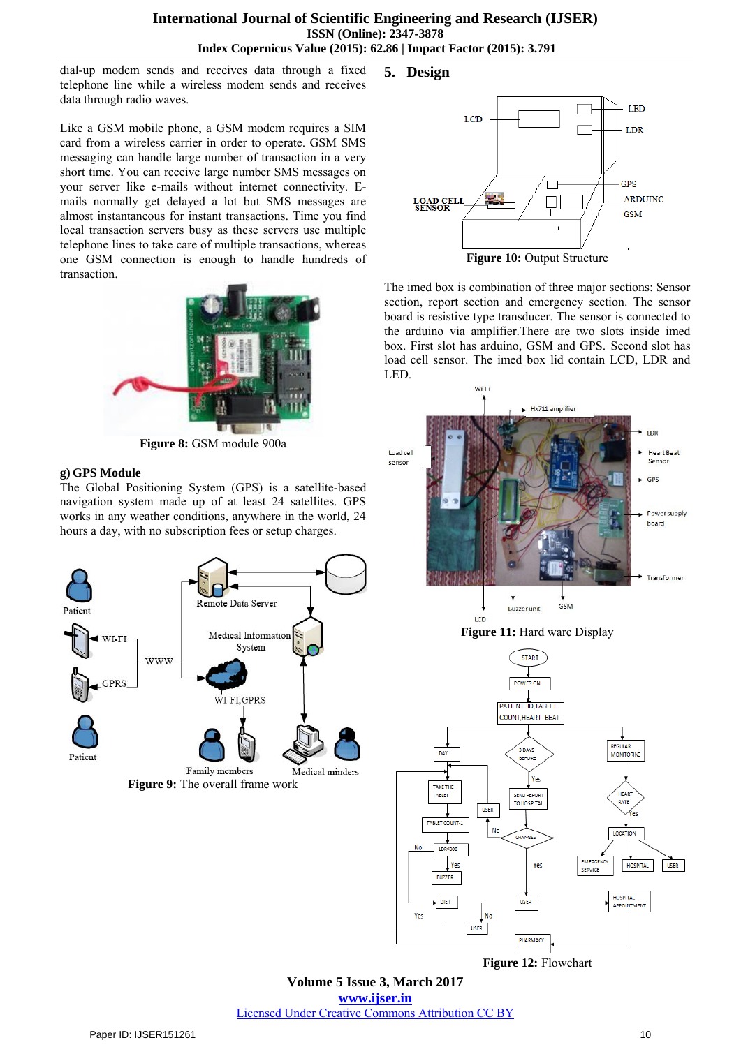dial-up modem sends and receives data through a fixed telephone line while a wireless modem sends and receives data through radio waves.

Like a GSM mobile phone, a GSM modem requires a SIM card from a wireless carrier in order to operate. GSM SMS messaging can handle large number of transaction in a very short time. You can receive large number SMS messages on your server like e-mails without internet connectivity. E-mails normally get delayed a lot but SMS messages are almost instantaneous for instant transactions. Time you find local transaction servers busy as these servers use multiple telephone lines to take care of multiple transactions, whereas one GSM connection is enough to handle hundreds of transaction.

**Figure 8:** GSM module 900a

### g) GPS Module

The Global Positioning System (GPS) is a satellite-based navigation system made up of at least 24 satellites. GPS works in any weather conditions, anywhere in the world, 24 hours a day, with no subscription fees or setup charges.

**Figure 9:** The overall frame work

## 5. Design

**Figure 10:** Output Structure

The imed box is combination of three major sections: Sensor section, report section and emergency section. The sensor board is resistive type transducer. The sensor is connected to the arduino via amplifier.There are two slots inside imed box. First slot has arduino, GSM and GPS. Second slot has load cell sensor. The imed box lid contain LCD, LDR and LED.

**Figure 11:** Hard ware Display

**Figure 12:** Flowchart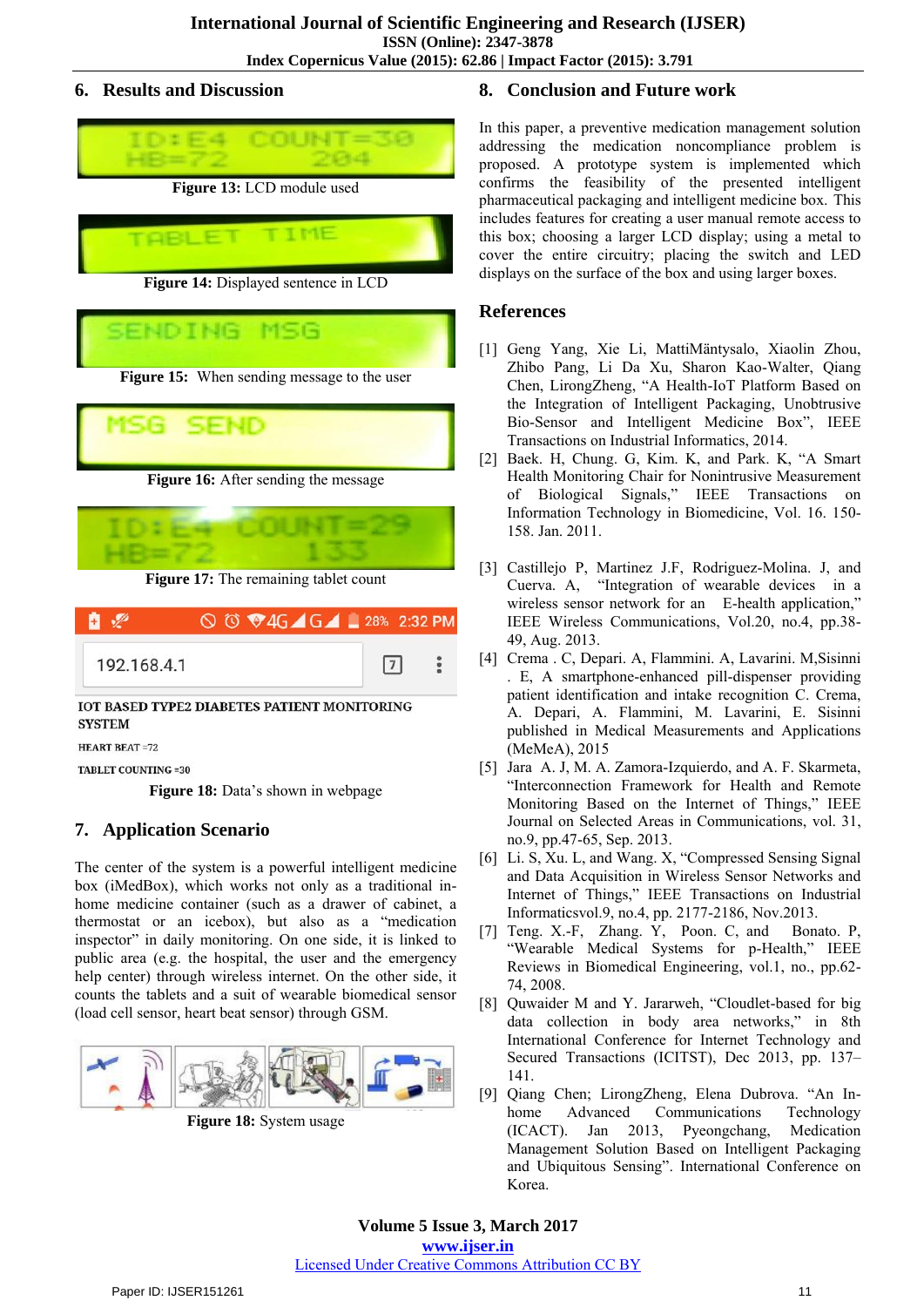## 6. Results and Discussion

**Figure 13:** LCD module used

**Figure 14:** Displayed sentence in LCD

**Figure 15:** When sending message to the user

**Figure 16:** After sending the message

**Figure 17:** The remaining tablet count

**Figure 18:** Data's shown in webpage

## 7. Application Scenario

The center of the system is a powerful intelligent medicine box (iMedBox), which works not only as a traditional in-home medicine container (such as a drawer of cabinet, a thermostat or an icebox), but also as a "medication inspector" in daily monitoring. On one side, it is linked to public area (e.g. the hospital, the user and the emergency help center) through wireless internet. On the other side, it counts the tablets and a suit of wearable biomedical sensor (load cell sensor, heart beat sensor) through GSM.

**Figure 18:** System usage

## 8. Conclusion and Future work

In this paper, a preventive medication management solution addressing the medication noncompliance problem is proposed. A prototype system is implemented which confirms the feasibility of the presented intelligent pharmaceutical packaging and intelligent medicine box. This includes features for creating a user manual remote access to this box; choosing a larger LCD display; using a metal to cover the entire circuitry; placing the switch and LED displays on the surface of the box and using larger boxes.

## References

[1] Geng Yang, Xie Li, MattiMäntysalo, Xiaolin Zhou, Zhibo Pang, Li Da Xu, Sharon Kao-Walter, Qiang Chen, LirongZheng, "A Health-IoT Platform Based on the Integration of Intelligent Packaging, Unobtrusive Bio-Sensor and Intelligent Medicine Box", IEEE Transactions on Industrial Informatics, 2014.

[2] Baek. H, Chung. G, Kim. K, and Park. K, "A Smart Health Monitoring Chair for Nonintrusive Measurement of Biological Signals," IEEE Transactions on Information Technology in Biomedicine, Vol. 16. 150-158. Jan. 2011.

[3] Castillejo P, Martinez J.F, Rodriguez-Molina. J, and Cuerva. A, "Integration of wearable devices in a wireless sensor network for an E-health application," IEEE Wireless Communications, Vol.20, no.4, pp.38-49, Aug. 2013.

[4] Crema . C, Depari. A, Flammini. A, Lavarini. M,Sisinni . E, A smartphone-enhanced pill-dispenser providing patient identification and intake recognition C. Crema, A. Depari, A. Flammini, M. Lavarini, E. Sisinni published in Medical Measurements and Applications (MeMeA), 2015

[5] Jara A. J, M. A. Zamora-Izquierdo, and A. F. Skarmeta, "Interconnection Framework for Health and Remote Monitoring Based on the Internet of Things," IEEE Journal on Selected Areas in Communications, vol. 31, no.9, pp.47-65, Sep. 2013.

[6] Li. S, Xu. L, and Wang. X, "Compressed Sensing Signal and Data Acquisition in Wireless Sensor Networks and Internet of Things," IEEE Transactions on Industrial Informaticsvol.9, no.4, pp. 2177-2186, Nov.2013.

[7] Teng. X.-F, Zhang. Y, Poon. C, and Bonato. P, "Wearable Medical Systems for p-Health," IEEE Reviews in Biomedical Engineering, vol.1, no., pp.62-74, 2008.

[8] Quwaider M and Y. Jararweh, "Cloudlet-based for big data collection in body area networks," in 8th International Conference for Internet Technology and Secured Transactions (ICITST), Dec 2013, pp. 137–141.

[9] Qiang Chen; LirongZheng, Elena Dubrova. "An In-home Advanced Communications Technology (ICACT). Jan 2013, Pyeongchang, Medication Management Solution Based on Intelligent Packaging and Ubiquitous Sensing". International Conference on Korea.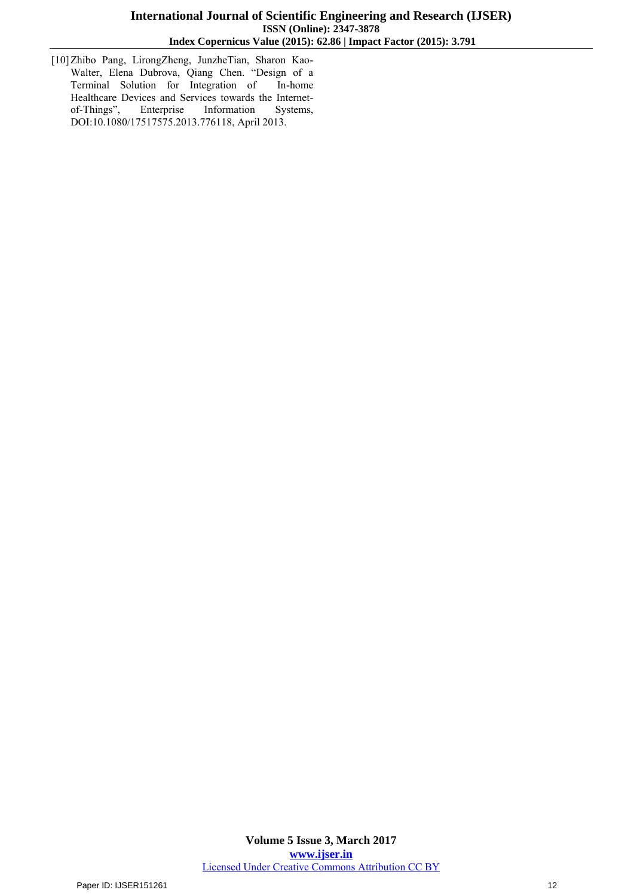[10] Zibo Pang, LirongZheng, JunzheTian, Sharon Kao-Walter, Elena Dubrova, Qiang Chen. "Design of a Terminal Solution for Integration of In-home Healthcare Devices and Services towards the Internet-of-Things", Enterprise Information Systems, DOI:10.1080/17517575.2013.776118, April 2013.